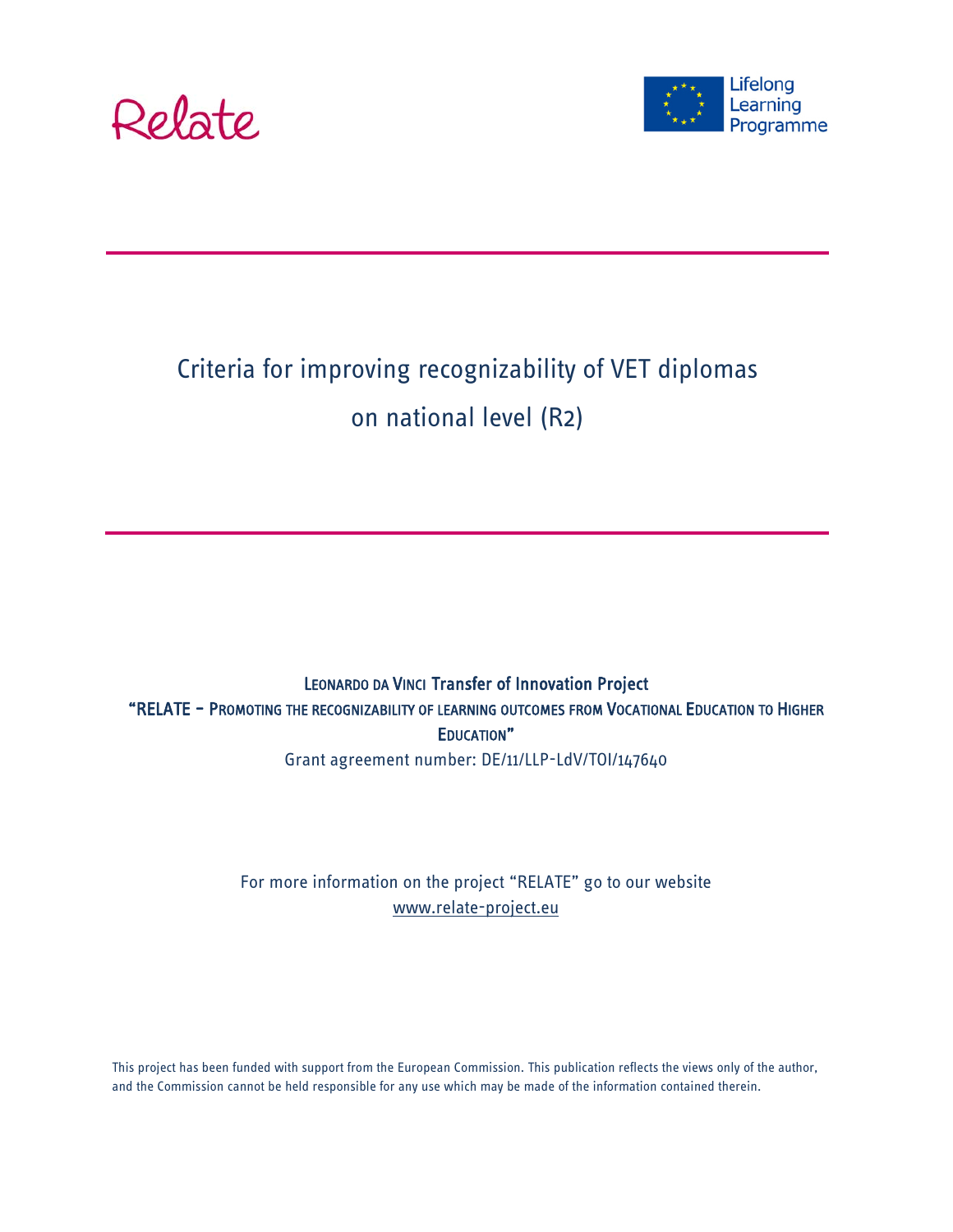Relate

Lifelong Learning Programme

# Criteria for improving recognizability of VET diplomas on national level (R2)

LEONARDO DA VINCI Transfer of Innovation Project

"RELATE – PROMOTING THE RECOGNIZABILITY OF LEARNING OUTCOMES FROM VOCATIONAL EDUCATION TO HIGHER EDUCATION"

Grant agreement number: DE/11/LLP-LdV/TOI/147640

For more information on the project "RELATE" go to our website www.relate-project.eu

This project has been funded with support from the European Commission. This publication reflects the views only of the author, and the Commission cannot be held responsible for any use which may be made of the information contained therein.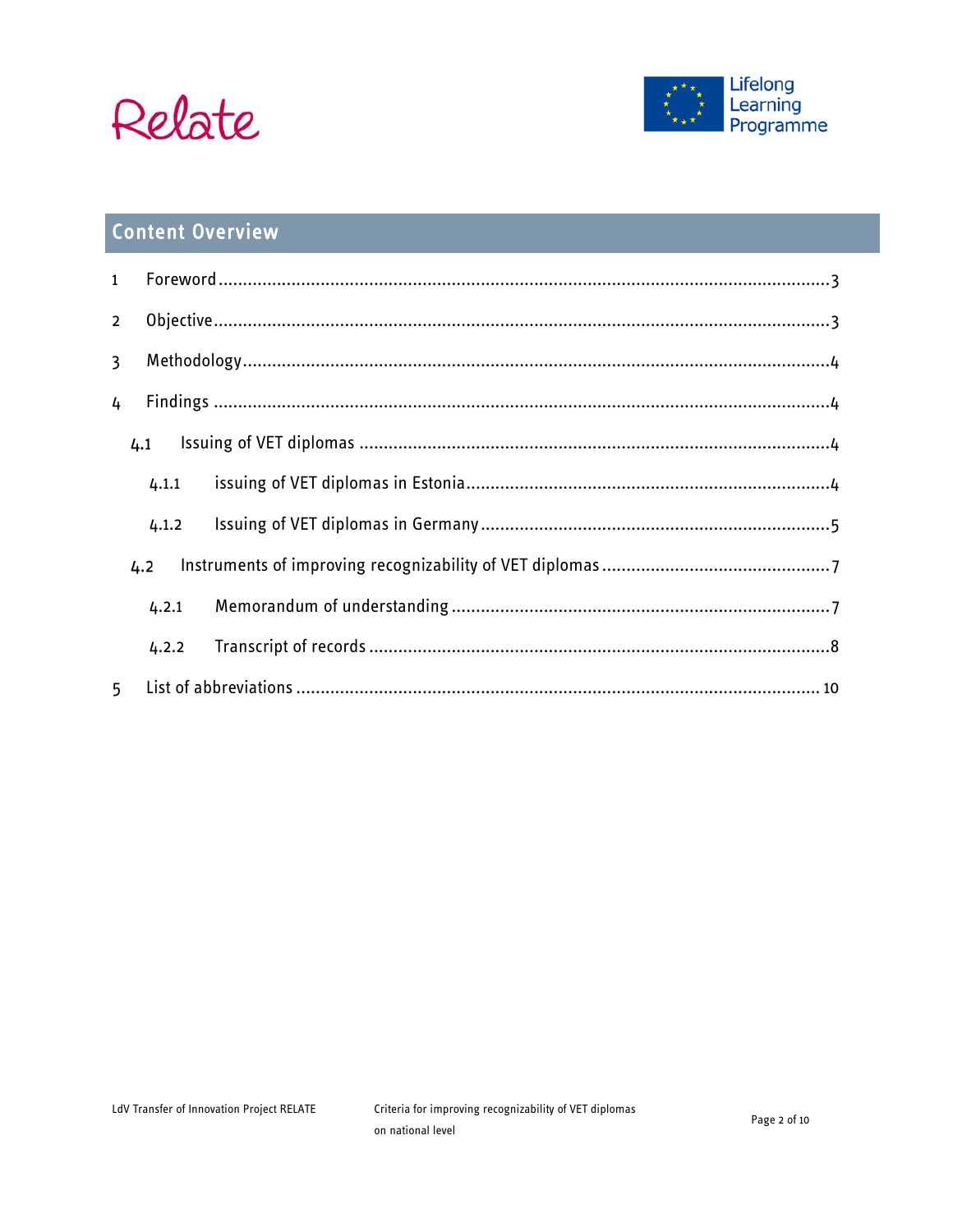## Content Overview

1 Foreword ..... 3

2 Objective ..... 3

3 Methodology ..... 4

4 Findings ..... 4

4.1 Issuing of VET diplomas ..... 4

4.1.1 issuing of VET diplomas in Estonia ..... 4

4.1.2 Issuing of VET diplomas in Germany ..... 5

4.2 Instruments of improving recognizability of VET diplomas ..... 7

4.2.1 Memorandum of understanding ..... 7

4.2.2 Transcript of records ..... 8

5 List of abbreviations ..... 10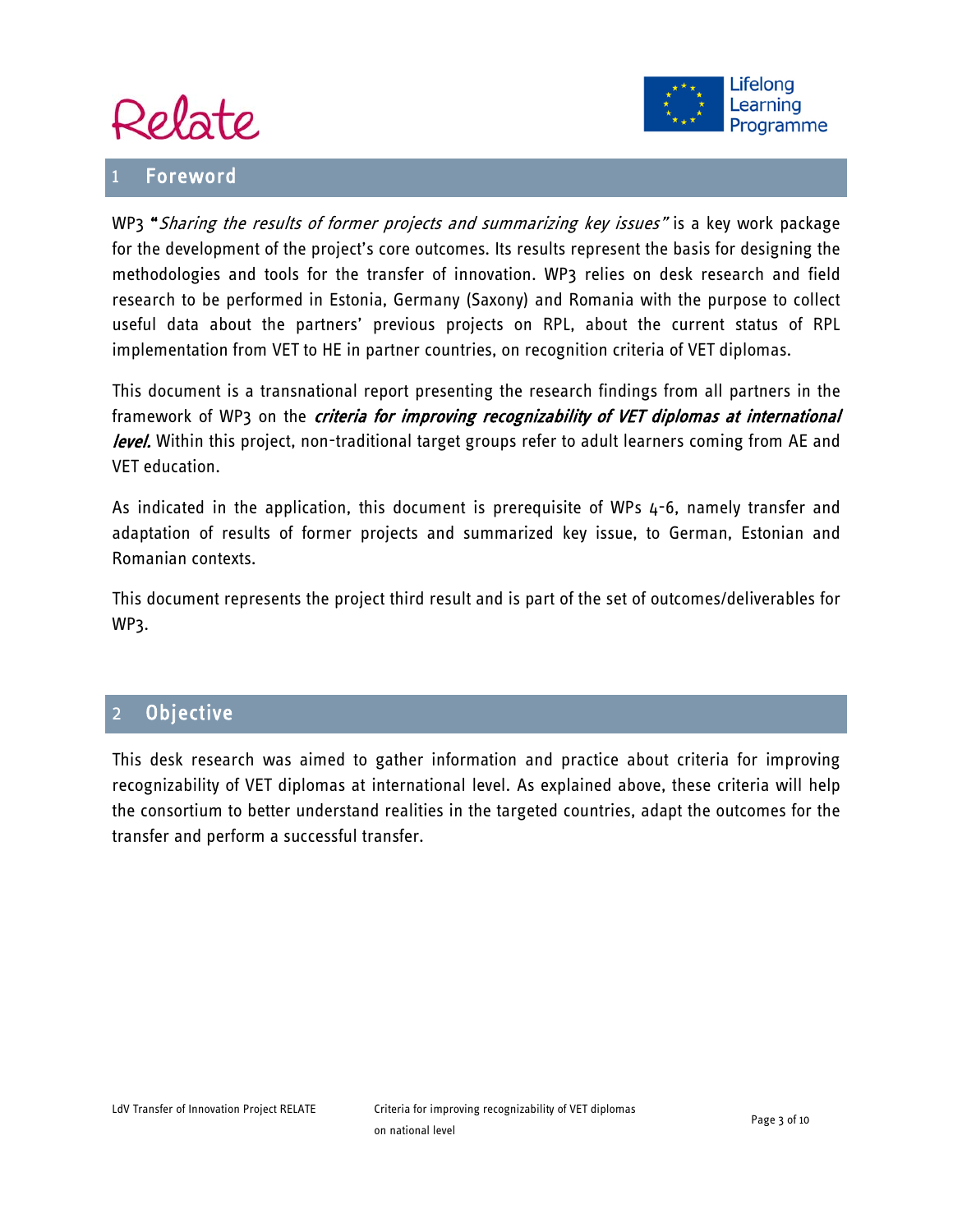# 1 Foreword

WP3 "*Sharing the results of former projects and summarizing key issues"* is a key work package for the development of the project's core outcomes. Its results represent the basis for designing the methodologies and tools for the transfer of innovation. WP3 relies on desk research and field research to be performed in Estonia, Germany (Saxony) and Romania with the purpose to collect useful data about the partners' previous projects on RPL, about the current status of RPL implementation from VET to HE in partner countries, on recognition criteria of VET diplomas.

This document is a transnational report presenting the research findings from all partners in the framework of WP3 on the ***criteria for improving recognizability of VET diplomas at international level.*** Within this project, non-traditional target groups refer to adult learners coming from AE and VET education.

As indicated in the application, this document is prerequisite of WPs 4-6, namely transfer and adaptation of results of former projects and summarized key issue, to German, Estonian and Romanian contexts.

This document represents the project third result and is part of the set of outcomes/deliverables for WP3.

# 2 Objective

This desk research was aimed to gather information and practice about criteria for improving recognizability of VET diplomas at international level. As explained above, these criteria will help the consortium to better understand realities in the targeted countries, adapt the outcomes for the transfer and perform a successful transfer.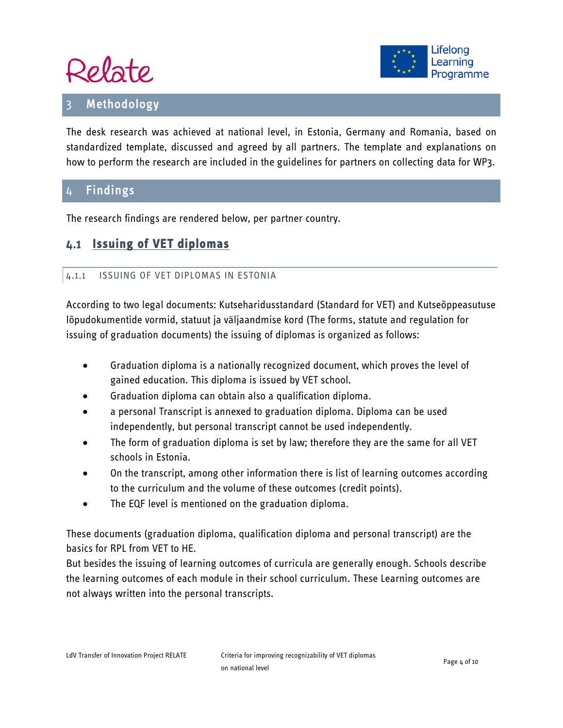# 3 Methodology

The desk research was achieved at national level, in Estonia, Germany and Romania, based on standardized template, discussed and agreed by all partners. The template and explanations on how to perform the research are included in the guidelines for partners on collecting data for WP3.

# 4 Findings

The research findings are rendered below, per partner country.

## 4.1 Issuing of VET diplomas

### 4.1.1 ISSUING OF VET DIPLOMAS IN ESTONIA

According to two legal documents: Kutseharidusstandard (Standard for VET) and Kutseõppeasutuse lõpudokumentide vormid, statuut ja väljaandmise kord (The forms, statute and regulation for issuing of graduation documents) the issuing of diplomas is organized as follows:

- Graduation diploma is a nationally recognized document, which proves the level of gained education. This diploma is issued by VET school.
- Graduation diploma can obtain also a qualification diploma.
- a personal Transcript is annexed to graduation diploma. Diploma can be used independently, but personal transcript cannot be used independently.
- The form of graduation diploma is set by law; therefore they are the same for all VET schools in Estonia.
- On the transcript, among other information there is list of learning outcomes according to the curriculum and the volume of these outcomes (credit points).
- The EQF level is mentioned on the graduation diploma.

These documents (graduation diploma, qualification diploma and personal transcript) are the basics for RPL from VET to HE.
But besides the issuing of learning outcomes of curricula are generally enough. Schools describe the learning outcomes of each module in their school curriculum. These Learning outcomes are not always written into the personal transcripts.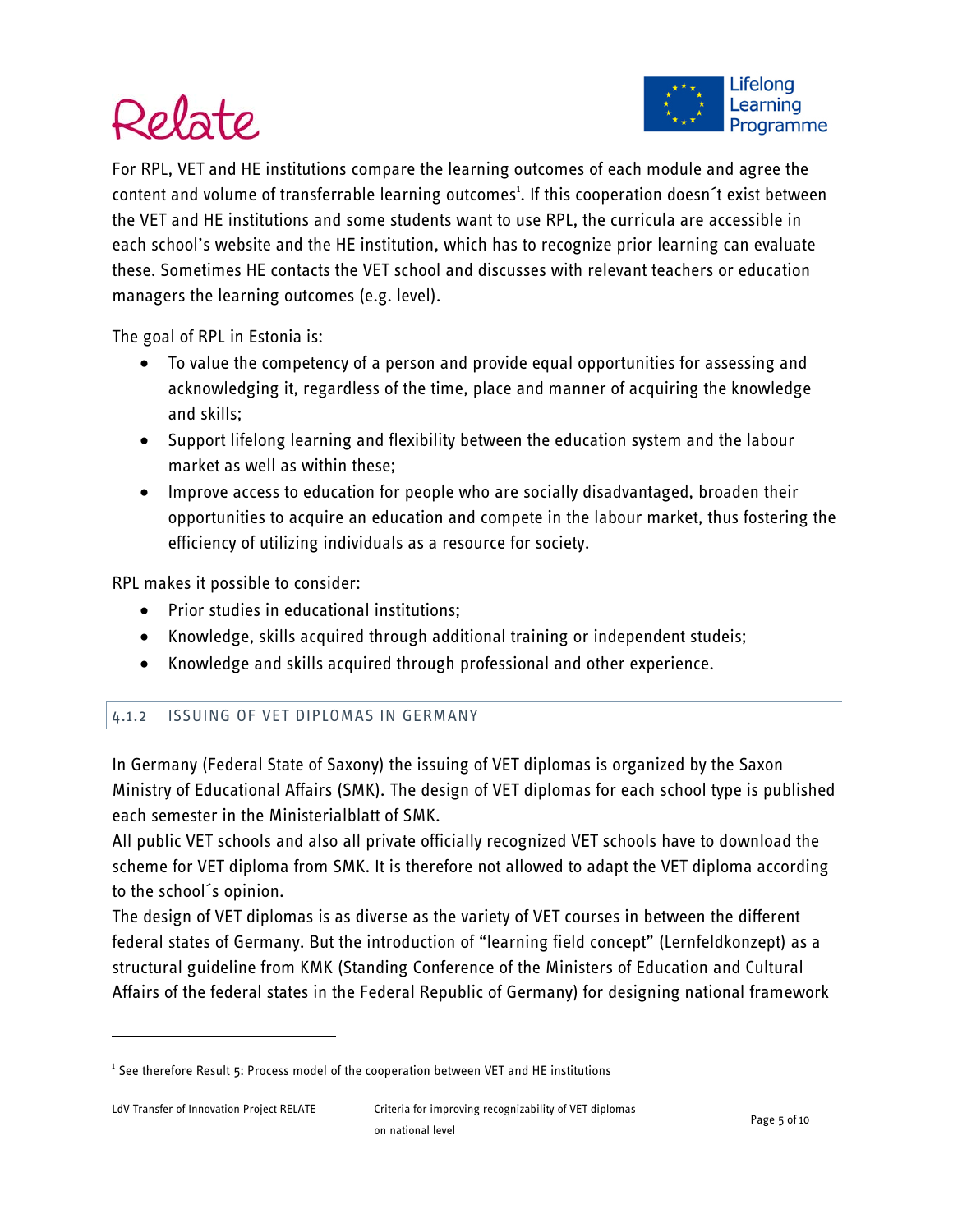For RPL, VET and HE institutions compare the learning outcomes of each module and agree the content and volume of transferrable learning outcomes[1]. If this cooperation doesn´t exist between the VET and HE institutions and some students want to use RPL, the curricula are accessible in each school's website and the HE institution, which has to recognize prior learning can evaluate these. Sometimes HE contacts the VET school and discusses with relevant teachers or education managers the learning outcomes (e.g. level).

The goal of RPL in Estonia is:

- To value the competency of a person and provide equal opportunities for assessing and acknowledging it, regardless of the time, place and manner of acquiring the knowledge and skills;
- Support lifelong learning and flexibility between the education system and the labour market as well as within these;
- Improve access to education for people who are socially disadvantaged, broaden their opportunities to acquire an education and compete in the labour market, thus fostering the efficiency of utilizing individuals as a resource for society.

RPL makes it possible to consider:

- Prior studies in educational institutions;
- Knowledge, skills acquired through additional training or independent studeis;
- Knowledge and skills acquired through professional and other experience.

### 4.1.2 ISSUING OF VET DIPLOMAS IN GERMANY

In Germany (Federal State of Saxony) the issuing of VET diplomas is organized by the Saxon Ministry of Educational Affairs (SMK). The design of VET diplomas for each school type is published each semester in the Ministerialblatt of SMK.

All public VET schools and also all private officially recognized VET schools have to download the scheme for VET diploma from SMK. It is therefore not allowed to adapt the VET diploma according to the school´s opinion.

The design of VET diplomas is as diverse as the variety of VET courses in between the different federal states of Germany. But the introduction of "learning field concept" (Lernfeldkonzept) as a structural guideline from KMK (Standing Conference of the Ministers of Education and Cultural Affairs of the federal states in the Federal Republic of Germany) for designing national framework

[1] See therefore Result 5: Process model of the cooperation between VET and HE institutions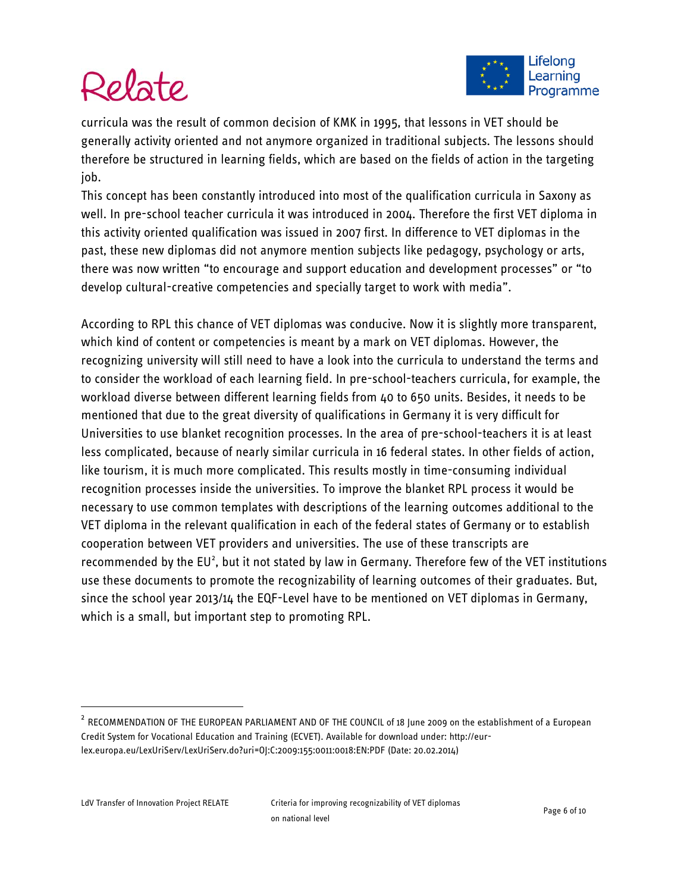curricula was the result of common decision of KMK in 1995, that lessons in VET should be generally activity oriented and not anymore organized in traditional subjects. The lessons should therefore be structured in learning fields, which are based on the fields of action in the targeting job.

This concept has been constantly introduced into most of the qualification curricula in Saxony as well. In pre-school teacher curricula it was introduced in 2004. Therefore the first VET diploma in this activity oriented qualification was issued in 2007 first. In difference to VET diplomas in the past, these new diplomas did not anymore mention subjects like pedagogy, psychology or arts, there was now written "to encourage and support education and development processes" or "to develop cultural-creative competencies and specially target to work with media".

According to RPL this chance of VET diplomas was conducive. Now it is slightly more transparent, which kind of content or competencies is meant by a mark on VET diplomas. However, the recognizing university will still need to have a look into the curricula to understand the terms and to consider the workload of each learning field. In pre-school-teachers curricula, for example, the workload diverse between different learning fields from 40 to 650 units. Besides, it needs to be mentioned that due to the great diversity of qualifications in Germany it is very difficult for Universities to use blanket recognition processes. In the area of pre-school-teachers it is at least less complicated, because of nearly similar curricula in 16 federal states. In other fields of action, like tourism, it is much more complicated. This results mostly in time-consuming individual recognition processes inside the universities. To improve the blanket RPL process it would be necessary to use common templates with descriptions of the learning outcomes additional to the VET diploma in the relevant qualification in each of the federal states of Germany or to establish cooperation between VET providers and universities. The use of these transcripts are recommended by the EU[2], but it not stated by law in Germany. Therefore few of the VET institutions use these documents to promote the recognizability of learning outcomes of their graduates. But, since the school year 2013/14 the EQF-Level have to be mentioned on VET diplomas in Germany, which is a small, but important step to promoting RPL.

---

[2] RECOMMENDATION OF THE EUROPEAN PARLIAMENT AND OF THE COUNCIL of 18 June 2009 on the establishment of a European Credit System for Vocational Education and Training (ECVET). Available for download under: http://eur-lex.europa.eu/LexUriServ/LexUriServ.do?uri=OJ:C:2009:155:0011:0018:EN:PDF (Date: 20.02.2014)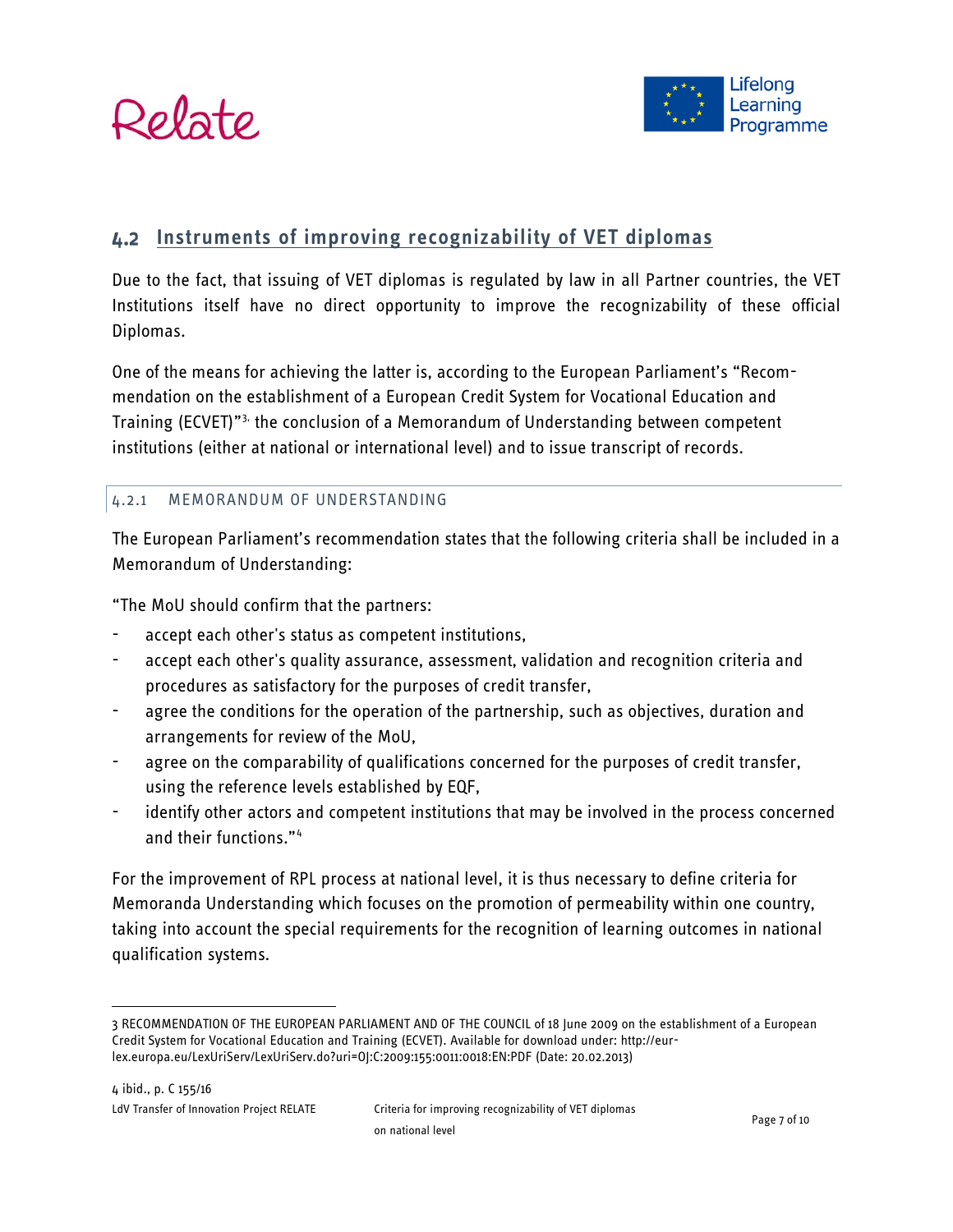## 4.2 Instruments of improving recognizability of VET diplomas

Due to the fact, that issuing of VET diplomas is regulated by law in all Partner countries, the VET Institutions itself have no direct opportunity to improve the recognizability of these official Diplomas.

One of the means for achieving the latter is, according to the European Parliament's "Recommendation on the establishment of a European Credit System for Vocational Education and Training (ECVET)"[3] the conclusion of a Memorandum of Understanding between competent institutions (either at national or international level) and to issue transcript of records.

### 4.2.1 MEMORANDUM OF UNDERSTANDING

The European Parliament's recommendation states that the following criteria shall be included in a Memorandum of Understanding:

"The MoU should confirm that the partners:

- accept each other's status as competent institutions,
- accept each other's quality assurance, assessment, validation and recognition criteria and procedures as satisfactory for the purposes of credit transfer,
- agree the conditions for the operation of the partnership, such as objectives, duration and arrangements for review of the MoU,
- agree on the comparability of qualifications concerned for the purposes of credit transfer, using the reference levels established by EQF,
- identify other actors and competent institutions that may be involved in the process concerned and their functions."[4]

For the improvement of RPL process at national level, it is thus necessary to define criteria for Memoranda Understanding which focuses on the promotion of permeability within one country, taking into account the special requirements for the recognition of learning outcomes in national qualification systems.

---

3 RECOMMENDATION OF THE EUROPEAN PARLIAMENT AND OF THE COUNCIL of 18 June 2009 on the establishment of a European Credit System for Vocational Education and Training (ECVET). Available for download under: http://eur-lex.europa.eu/LexUriServ/LexUriServ.do?uri=OJ:C:2009:155:0011:0018:EN:PDF (Date: 20.02.2013)

4 ibid., p. C 155/16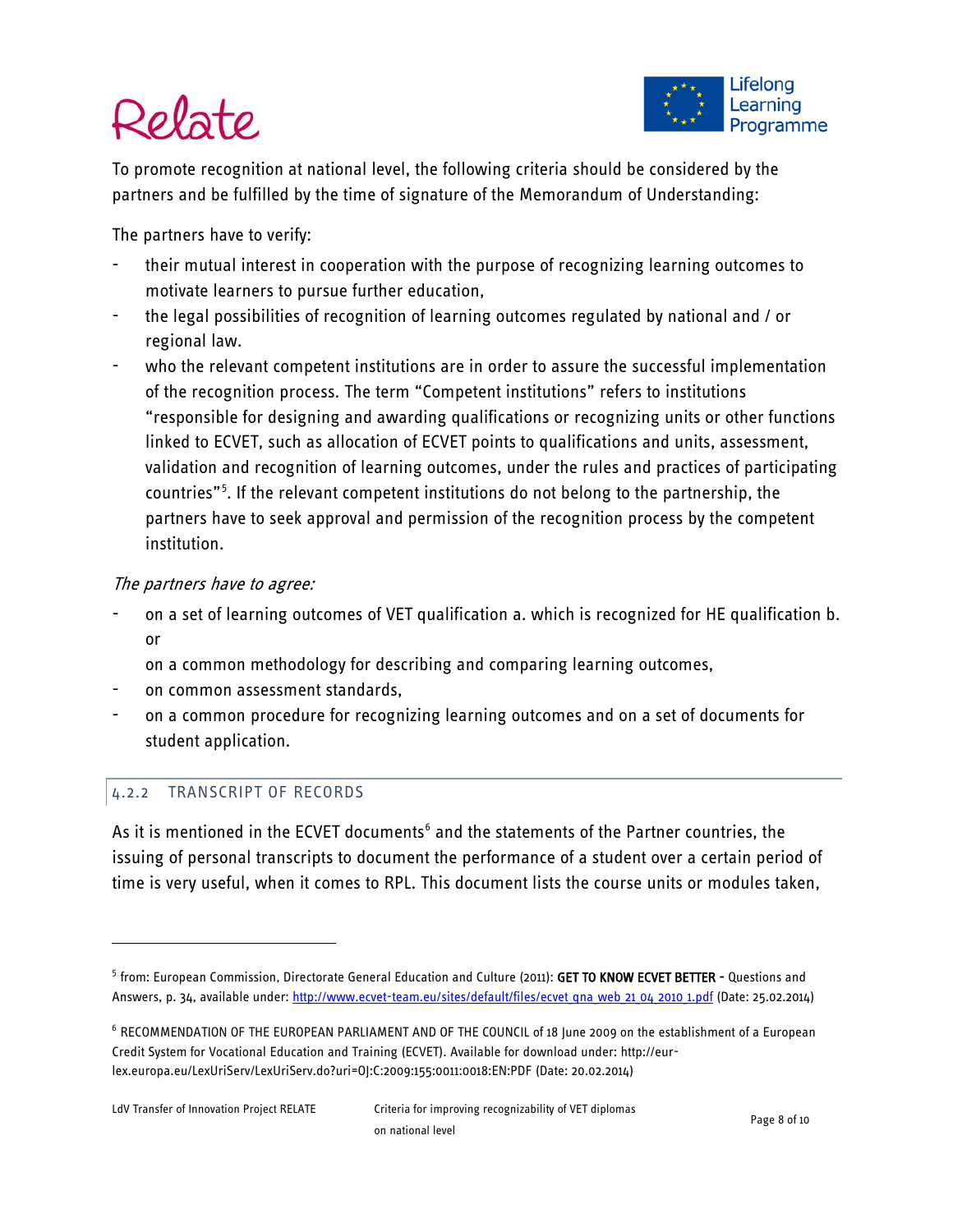To promote recognition at national level, the following criteria should be considered by the partners and be fulfilled by the time of signature of the Memorandum of Understanding:

The partners have to verify:

- their mutual interest in cooperation with the purpose of recognizing learning outcomes to motivate learners to pursue further education,
- the legal possibilities of recognition of learning outcomes regulated by national and / or regional law.
- who the relevant competent institutions are in order to assure the successful implementation of the recognition process. The term "Competent institutions" refers to institutions "responsible for designing and awarding qualifications or recognizing units or other functions linked to ECVET, such as allocation of ECVET points to qualifications and units, assessment, validation and recognition of learning outcomes, under the rules and practices of participating countries"[5]. If the relevant competent institutions do not belong to the partnership, the partners have to seek approval and permission of the recognition process by the competent institution.

*The partners have to agree:*

- on a set of learning outcomes of VET qualification a. which is recognized for HE qualification b. or

  on a common methodology for describing and comparing learning outcomes,
- on common assessment standards,
- on a common procedure for recognizing learning outcomes and on a set of documents for student application.

### 4.2.2 TRANSCRIPT OF RECORDS

As it is mentioned in the ECVET documents[6] and the statements of the Partner countries, the issuing of personal transcripts to document the performance of a student over a certain period of time is very useful, when it comes to RPL. This document lists the course units or modules taken,

---

[5] from: European Commission, Directorate General Education and Culture (2011): **GET TO KNOW ECVET BETTER** - Questions and Answers, p. 34, available under: http://www.ecvet-team.eu/sites/default/files/ecvet_qna_web_21_04_2010_1.pdf (Date: 25.02.2014)

[6] RECOMMENDATION OF THE EUROPEAN PARLIAMENT AND OF THE COUNCIL of 18 June 2009 on the establishment of a European Credit System for Vocational Education and Training (ECVET). Available for download under: http://eur-lex.europa.eu/LexUriServ/LexUriServ.do?uri=OJ:C:2009:155:0011:0018:EN:PDF (Date: 20.02.2014)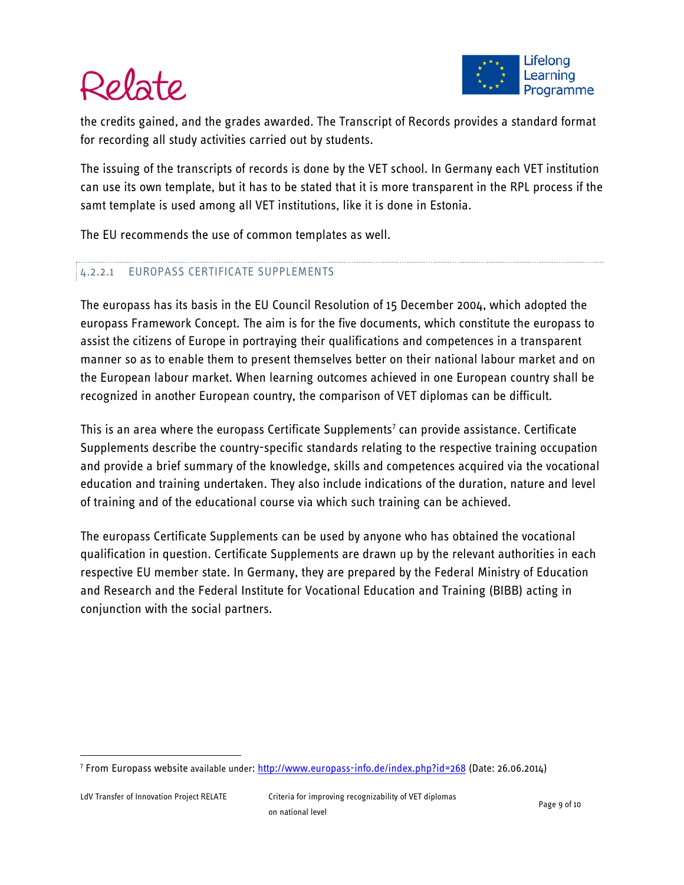the credits gained, and the grades awarded. The Transcript of Records provides a standard format for recording all study activities carried out by students.

The issuing of the transcripts of records is done by the VET school. In Germany each VET institution can use its own template, but it has to be stated that it is more transparent in the RPL process if the samt template is used among all VET institutions, like it is done in Estonia.

The EU recommends the use of common templates as well.

#### 4.2.2.1 EUROPASS CERTIFICATE SUPPLEMENTS

The europass has its basis in the EU Council Resolution of 15 December 2004, which adopted the europass Framework Concept. The aim is for the five documents, which constitute the europass to assist the citizens of Europe in portraying their qualifications and competences in a transparent manner so as to enable them to present themselves better on their national labour market and on the European labour market. When learning outcomes achieved in one European country shall be recognized in another European country, the comparison of VET diplomas can be difficult.

This is an area where the europass Certificate Supplements[7] can provide assistance. Certificate Supplements describe the country-specific standards relating to the respective training occupation and provide a brief summary of the knowledge, skills and competences acquired via the vocational education and training undertaken. They also include indications of the duration, nature and level of training and of the educational course via which such training can be achieved.

The europass Certificate Supplements can be used by anyone who has obtained the vocational qualification in question. Certificate Supplements are drawn up by the relevant authorities in each respective EU member state. In Germany, they are prepared by the Federal Ministry of Education and Research and the Federal Institute for Vocational Education and Training (BIBB) acting in conjunction with the social partners.

---

[7] From Europass website available under: http://www.europass-info.de/index.php?id=268 (Date: 26.06.2014)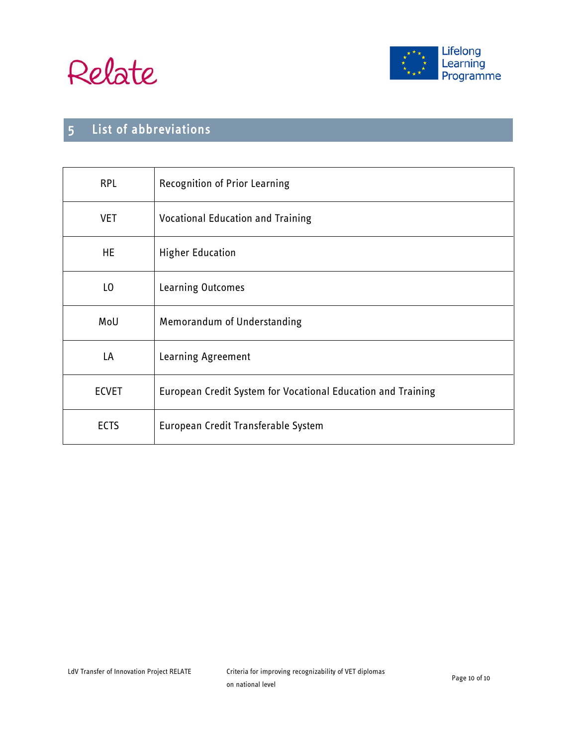# 5 List of abbreviations

| | |
|---|---|
| RPL | Recognition of Prior Learning |
| VET | Vocational Education and Training |
| HE | Higher Education |
| LO | Learning Outcomes |
| MoU | Memorandum of Understanding |
| LA | Learning Agreement |
| ECVET | European Credit System for Vocational Education and Training |
| ECTS | European Credit Transferable System |